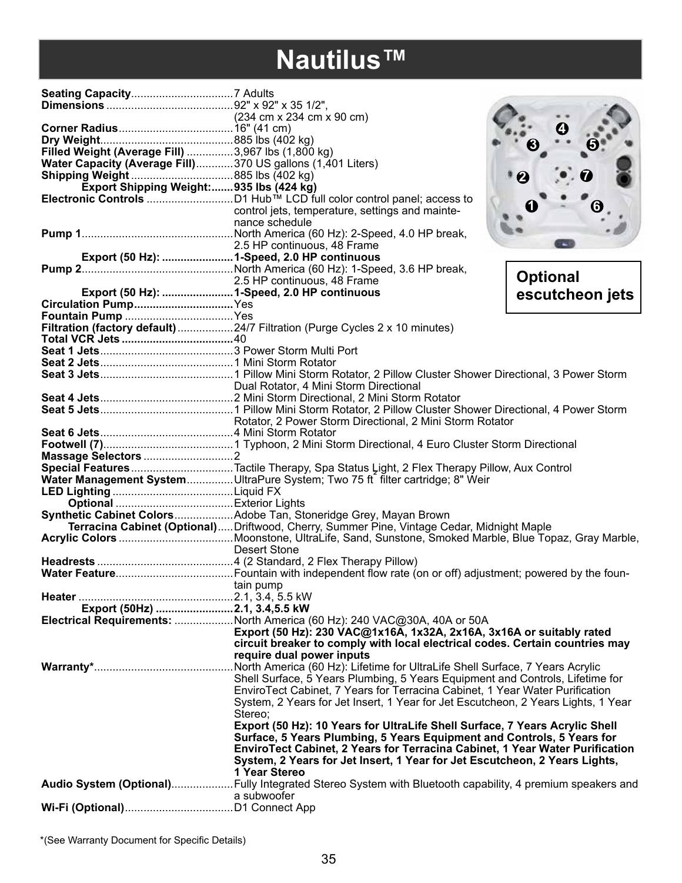# Nautilus™

**Seating Capacity**................................7 Adults

**Dimensions**........................................92" x 92" x 35 1/2", (234 cm x 234 cm x 90 cm)

**Corner Radius**....................................16" (41 cm)

**Dry Weight**..........................................885 lbs (402 kg)

**Filled Weight (Average Fill)**..............3,967 lbs (1,800 kg)

**Water Capacity (Average Fill)**...........370 US gallons (1,401 Liters)

**Shipping Weight**.................................885 lbs (402 kg)

**Export Shipping Weight:.......935 lbs (424 kg)**

**Electronic Controls**............................D1 Hub™ LCD full color control panel; access to control jets, temperature, settings and maintenance schedule

**Pump 1**................................................North America (60 Hz): 2-Speed, 4.0 HP break, 2.5 HP continuous, 48 Frame

**Export (50 Hz): .......................1-Speed, 2.0 HP continuous**

**Pump 2**................................................North America (60 Hz): 1-Speed, 3.6 HP break, 2.5 HP continuous, 48 Frame

**Export (50 Hz): .......................1-Speed, 2.0 HP continuous**

**Optional escutcheon jets**

**Circulation Pump**................................Yes

**Fountain Pump**...................................Yes

**Filtration (factory default)**..................24/7 Filtration (Purge Cycles 2 x 10 minutes)

**Total VCR Jets**....................................40

**Seat 1 Jets**...........................................3 Power Storm Multi Port

**Seat 2 Jets**...........................................1 Mini Storm Rotator

**Seat 3 Jets**...........................................1 Pillow Mini Storm Rotator, 2 Pillow Cluster Shower Directional, 3 Power Storm Dual Rotator, 4 Mini Storm Directional

**Seat 4 Jets**...........................................2 Mini Storm Directional, 2 Mini Storm Rotator

**Seat 5 Jets**...........................................1 Pillow Mini Storm Rotator, 2 Pillow Cluster Shower Directional, 4 Power Storm Rotator, 2 Power Storm Directional, 2 Mini Storm Rotator

**Seat 6 Jets**...........................................4 Mini Storm Rotator

**Footwell (7)**..........................................1 Typhoon, 2 Mini Storm Directional, 4 Euro Cluster Storm Directional

**Massage Selectors**.............................2

**Special Features**.................................Tactile Therapy, Spa Status Light, 2 Flex Therapy Pillow, Aux Control

**Water Management System**...............UltraPure System; Two 75 $ft^2$ filter cartridge; 8" Weir

**LED Lighting**.......................................Liquid FX

**Optional**.....................................Exterior Lights

**Synthetic Cabinet Colors**...................Adobe Tan, Stoneridge Grey, Mayan Brown

**Terracina Cabinet (Optional)**.....Driftwood, Cherry, Summer Pine, Vintage Cedar, Midnight Maple

**Acrylic Colors**.....................................Moonstone, UltraLife, Sand, Sunstone, Smoked Marble, Blue Topaz, Gray Marble, Desert Stone

**Headrests**............................................4 (2 Standard, 2 Flex Therapy Pillow)

**Water Feature**......................................Fountain with independent flow rate (on or off) adjustment; powered by the fountain pump

**Heater**..................................................2.1, 3.4, 5.5 kW

**Export (50Hz) .........................2.1, 3.4,5.5 kW**

**Electrical Requirements:**...................North America (60 Hz): 240 VAC@30A, 40A or 50A
**Export (50 Hz): 230 VAC@1x16A, 1x32A, 2x16A, 3x16A or suitably rated circuit breaker to comply with local electrical codes. Certain countries may require dual power inputs**

**Warranty***............................................North America (60 Hz): Lifetime for UltraLife Shell Surface, 7 Years Acrylic Shell Surface, 5 Years Plumbing, 5 Years Equipment and Controls, Lifetime for EnviroTect Cabinet, 7 Years for Terracina Cabinet, 1 Year Water Purification System, 2 Years for Jet Insert, 1 Year for Jet Escutcheon, 2 Years Lights, 1 Year Stereo;
**Export (50 Hz): 10 Years for UltraLife Shell Surface, 7 Years Acrylic Shell Surface, 5 Years Plumbing, 5 Years Equipment and Controls, 5 Years for EnviroTect Cabinet, 2 Years for Terracina Cabinet, 1 Year Water Purification System, 2 Years for Jet Insert, 1 Year for Jet Escutcheon, 2 Years Lights, 1 Year Stereo**

**Audio System (Optional)**....................Fully Integrated Stereo System with Bluetooth capability, 4 premium speakers and a subwoofer

**Wi-Fi (Optional)**..................................D1 Connect App

*(See Warranty Document for Specific Details)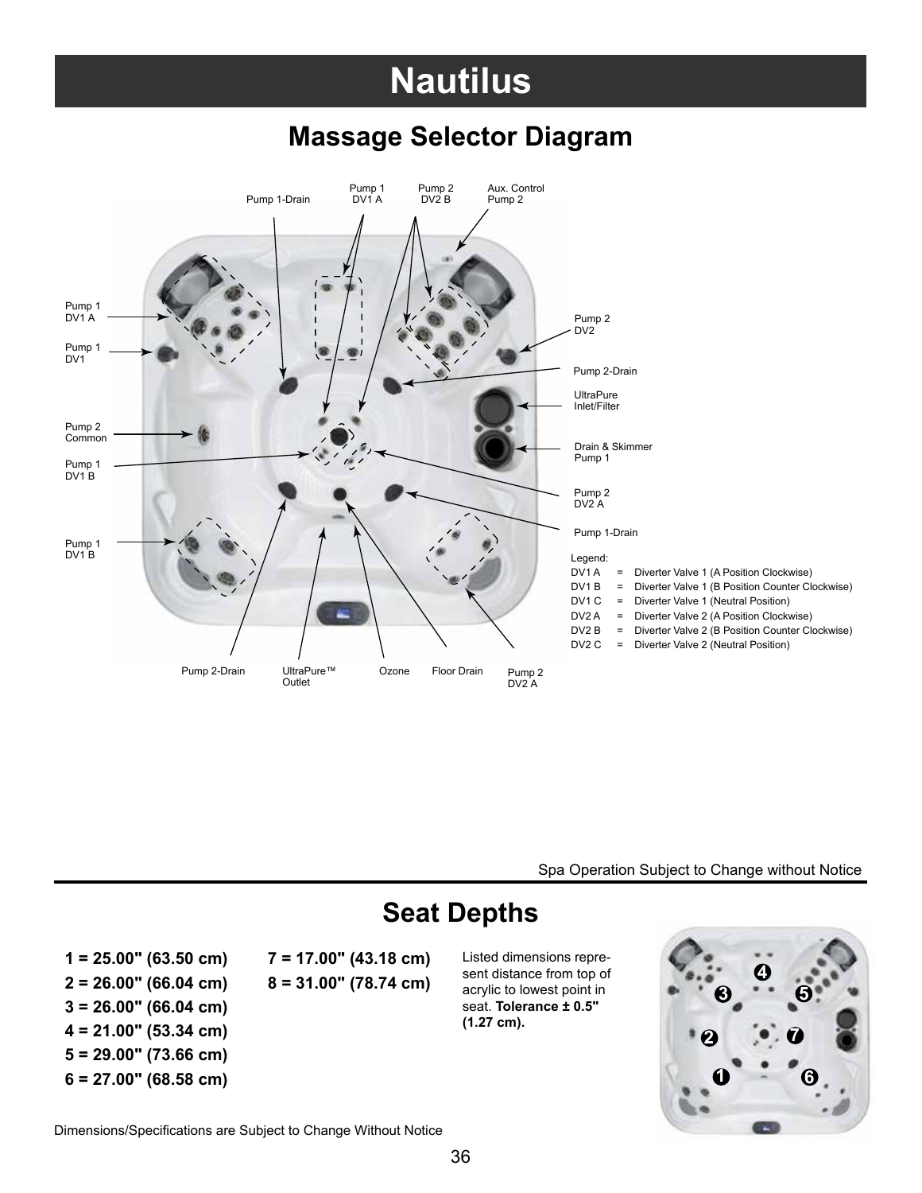# Nautilus

## Massage Selector Diagram

Pump 1-Drain

Pump 1 DV1 A

Pump 2 DV2 B

Aux. Control Pump 2

Pump 1 DV1 A

Pump 1 DV1

Pump 2 DV2

Pump 2-Drain

UltraPure Inlet/Filter

Pump 2 Common

Drain & Skimmer Pump 1

Pump 1 DV1 B

Pump 2 DV2 A

Pump 1-Drain

Pump 1 DV1 B

Pump 2-Drain

UltraPure™ Outlet

Ozone

Floor Drain

Pump 2 DV2 A

Legend:

| | | |
|---|---|---|
| DV1 A | = | Diverter Valve 1 (A Position Clockwise) |
| DV1 B | = | Diverter Valve 1 (B Position Counter Clockwise) |
| DV1 C | = | Diverter Valve 1 (Neutral Position) |
| DV2 A | = | Diverter Valve 2 (A Position Clockwise) |
| DV2 B | = | Diverter Valve 2 (B Position Counter Clockwise) |
| DV2 C | = | Diverter Valve 2 (Neutral Position) |

Spa Operation Subject to Change without Notice

## Seat Depths

**1 = 25.00" (63.50 cm)**
**2 = 26.00" (66.04 cm)**
**3 = 26.00" (66.04 cm)**
**4 = 21.00" (53.34 cm)**
**5 = 29.00" (73.66 cm)**
**6 = 27.00" (68.58 cm)**
**7 = 17.00" (43.18 cm)**
**8 = 31.00" (78.74 cm)**

Listed dimensions represent distance from top of acrylic to lowest point in seat. **Tolerance ± 0.5" (1.27 cm).**

Dimensions/Specifications are Subject to Change Without Notice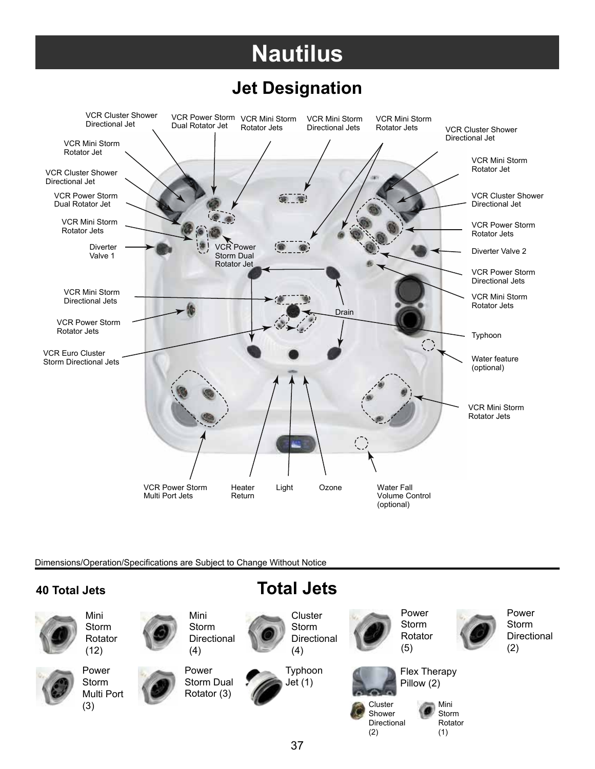# Nautilus

## Jet Designation

VCR Cluster Shower Directional Jet
VCR Power Storm Dual Rotator Jet
VCR Mini Storm Rotator Jets
VCR Mini Storm Directional Jets
VCR Mini Storm Rotator Jets
VCR Cluster Shower Directional Jet
VCR Mini Storm Rotator Jet
VCR Cluster Shower Directional Jet
VCR Power Storm Dual Rotator Jet
VCR Mini Storm Rotator Jets
Diverter Valve 1
VCR Power Storm Dual Rotator Jet
VCR Mini Storm Directional Jets
VCR Power Storm Rotator Jets
VCR Euro Cluster Storm Directional Jets
VCR Mini Storm Rotator Jet
VCR Cluster Shower Directional Jet
VCR Power Storm Rotator Jets
Diverter Valve 2
VCR Power Storm Directional Jets
VCR Mini Storm Rotator Jets
Drain
Typhoon
Water feature (optional)
VCR Mini Storm Rotator Jets
VCR Power Storm Multi Port Jets
Heater Return
Light
Ozone
Water Fall Volume Control (optional)

Dimensions/Operation/Specifications are Subject to Change Without Notice

## Total Jets

**40 Total Jets**

- Mini Storm Rotator (12)
- Mini Storm Directional (4)
- Cluster Storm Directional (4)
- Power Storm Rotator (5)
- Power Storm Directional (2)
- Power Storm Multi Port (3)
- Power Storm Dual Rotator (3)
- Typhoon Jet (1)
- Flex Therapy Pillow (2)
  - Cluster Shower Directional (2)
  - Mini Storm Rotator (1)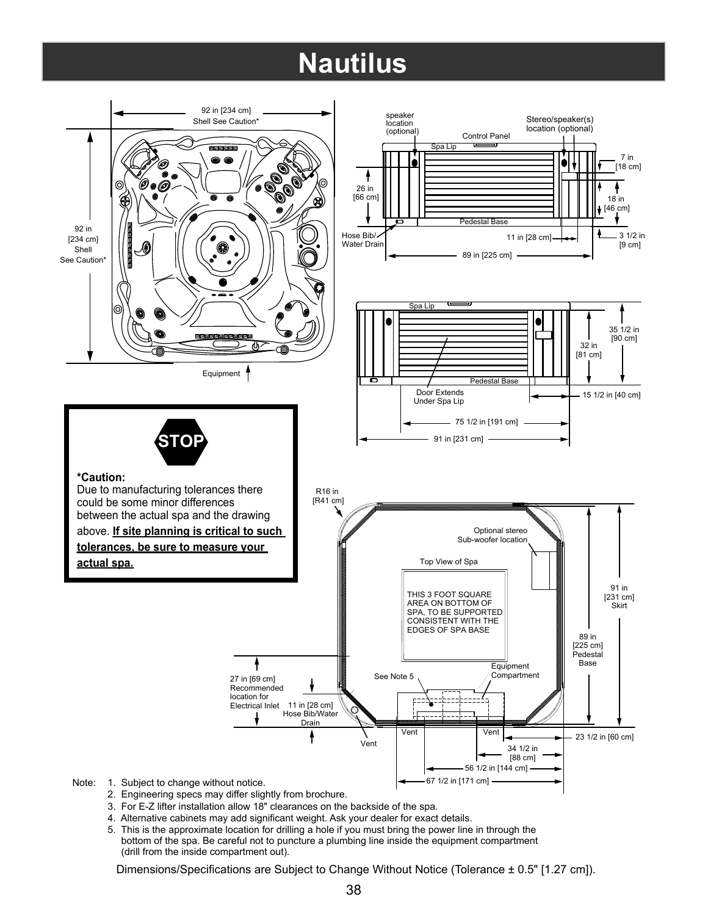# Nautilus

92 in [234 cm]
Shell See Caution*

92 in
[234 cm]
Shell
See Caution*

Equipment

speaker location (optional)

Control Panel

Stereo/speaker(s) location (optional)

Spa Lip

7 in
[18 cm]

26 in
[66 cm]

18 in
[46 cm]

Pedestal Base

Hose Bib/
Water Drain

11 in [28 cm]

3 1/2 in
[9 cm]

89 in [225 cm]

Spa Lip

35 1/2 in
[90 cm]

32 in
[81 cm]

Pedestal Base

Door Extends
Under Spa Lip

15 1/2 in [40 cm]

75 1/2 in [191 cm]

91 in [231 cm]

**STOP**

**\*Caution:**
Due to manufacturing tolerances there could be some minor differences between the actual spa and the drawing above. **<u>If site planning is critical to such tolerances, be sure to measure your actual spa.</u>**

R16 in
[R41 cm]

Optional stereo
Sub-woofer location

Top View of Spa

THIS 3 FOOT SQUARE AREA ON BOTTOM OF SPA, TO BE SUPPORTED CONSISTENT WITH THE EDGES OF SPA BASE

91 in
[231 cm]
Skirt

89 in
[225 cm]
Pedestal
Base

Equipment
Compartment

See Note 5

27 in [69 cm]
Recommended location for Electrical Inlet

11 in [28 cm]
Hose Bib/Water Drain

Vent

Vent

Vent

23 1/2 in [60 cm]

34 1/2 in
[88 cm]

56 1/2 in [144 cm]

67 1/2 in [171 cm]

Note:
1. Subject to change without notice.
2. Engineering specs may differ slightly from brochure.
3. For E-Z lifter installation allow 18" clearances on the backside of the spa.
4. Alternative cabinets may add significant weight. Ask your dealer for exact details.
5. This is the approximate location for drilling a hole if you must bring the power line in through the bottom of the spa. Be careful not to puncture a plumbing line inside the equipment compartment (drill from the inside compartment out).

Dimensions/Specifications are Subject to Change Without Notice (Tolerance ± 0.5" [1.27 cm]).